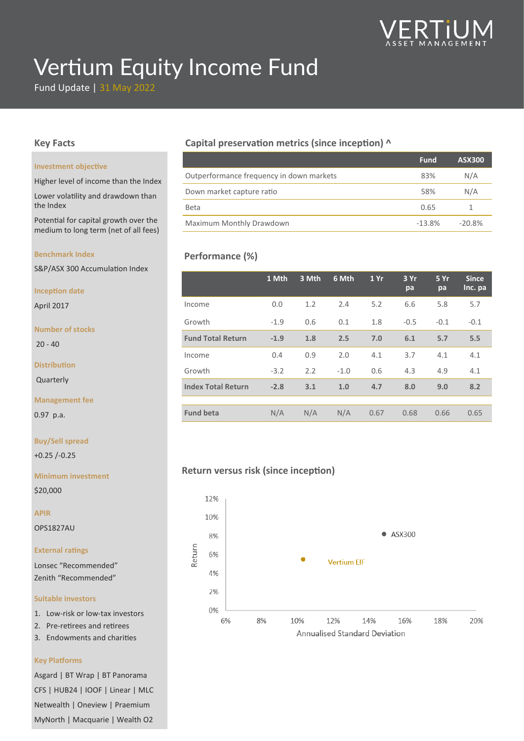VERTIUM ASSET MANAGEMENT

# Vertium Equity Income Fund

Fund Update | 31 May 2022

## Key Facts

**Investment objective**

Higher level of income than the Index

Lower volatility and drawdown than the Index

Potential for capital growth over the medium to long term (net of all fees)

**Benchmark Index**

S&P/ASX 300 Accumulation Index

**Inception date**

April 2017

**Number of stocks**

20 - 40

**Distribution**

Quarterly

**Management fee**

0.97 p.a.

**Buy/Sell spread**

+0.25 /-0.25

**Minimum investment**

$20,000

**APIR**

OPS1827AU

**External ratings**

Lonsec "Recommended"
Zenith "Recommended"

**Suitable investors**

1. Low-risk or low-tax investors
2. Pre-retirees and retirees
3. Endowments and charities

**Key Platforms**

Asgard | BT Wrap | BT Panorama
CFS | HUB24 | IOOF | Linear | MLC
Netwealth | Oneview | Praemium
MyNorth | Macquarie | Wealth O2

## Capital preservation metrics (since inception) ^

| | Fund | ASX300 |
|---|---|---|
| Outperformance frequency in down markets | 83% | N/A |
| Down market capture ratio | 58% | N/A |
| Beta | 0.65 | 1 |
| Maximum Monthly Drawdown | -13.8% | -20.8% |

## Performance (%)

| | 1 Mth | 3 Mth | 6 Mth | 1 Yr | 3 Yr pa | 5 Yr pa | Since Inc. pa |
|---|---|---|---|---|---|---|---|
| Income | 0.0 | 1.2 | 2.4 | 5.2 | 6.6 | 5.8 | 5.7 |
| Growth | -1.9 | 0.6 | 0.1 | 1.8 | -0.5 | -0.1 | -0.1 |
| **Fund Total Return** | **-1.9** | **1.8** | **2.5** | **7.0** | **6.1** | **5.7** | **5.5** |
| Income | 0.4 | 0.9 | 2.0 | 4.1 | 3.7 | 4.1 | 4.1 |
| Growth | -3.2 | 2.2 | -1.0 | 0.6 | 4.3 | 4.9 | 4.1 |
| **Index Total Return** | **-2.8** | **3.1** | **1.0** | **4.7** | **8.0** | **9.0** | **8.2** |
| **Fund beta** | N/A | N/A | N/A | 0.67 | 0.68 | 0.66 | 0.65 |

## Return versus risk (since inception)

| | Annualised Standard Deviation | Return |
|---|---|---|
| Vertium EIF | ~10.3% | ~5.5% |
| ASX300 | ~15.5% | ~8.2% |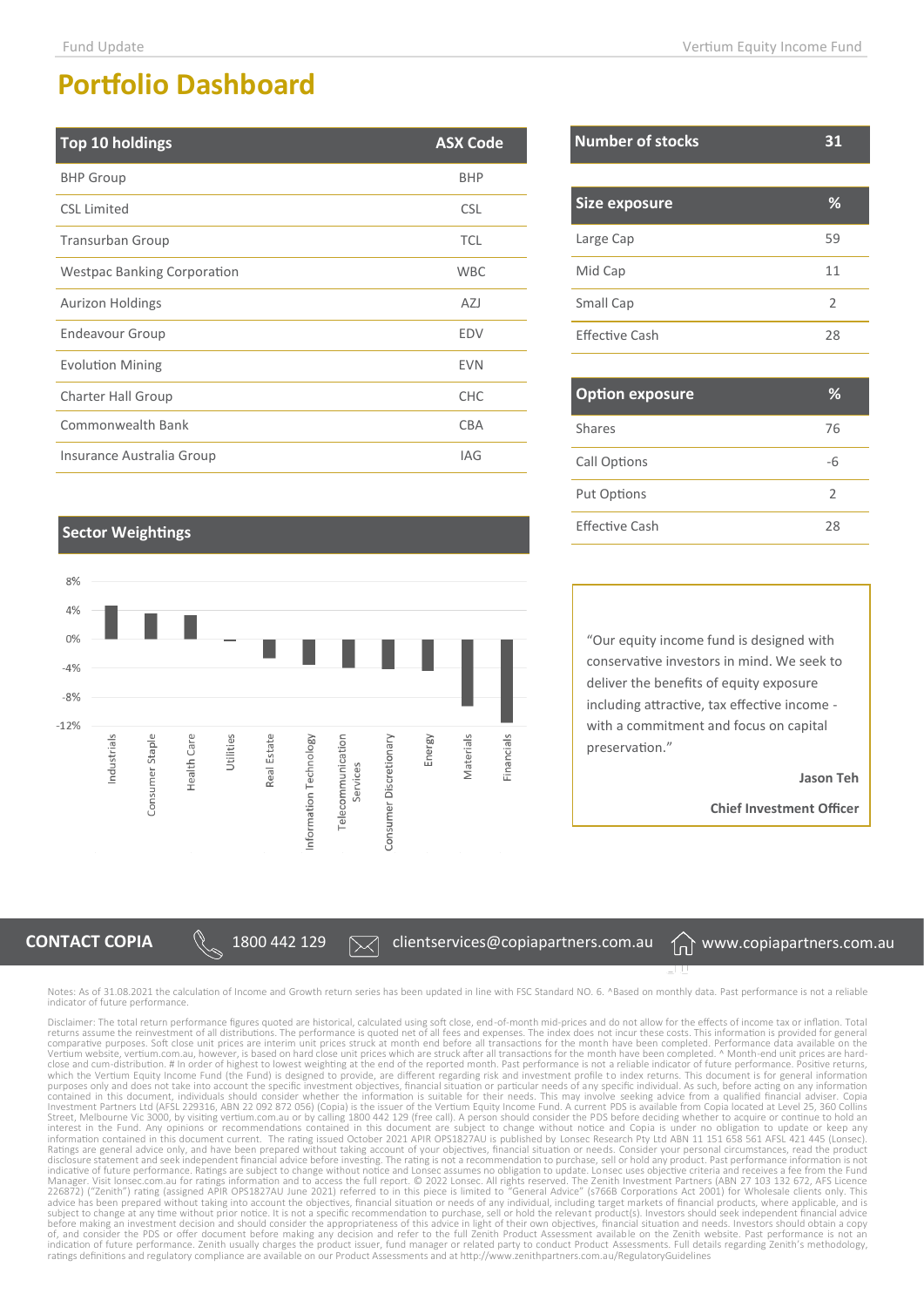# Portfolio Dashboard

| Top 10 holdings | ASX Code |
|---|---|
| BHP Group | BHP |
| CSL Limited | CSL |
| Transurban Group | TCL |
| Westpac Banking Corporation | WBC |
| Aurizon Holdings | AZJ |
| Endeavour Group | EDV |
| Evolution Mining | EVN |
| Charter Hall Group | CHC |
| Commonwealth Bank | CBA |
| Insurance Australia Group | IAG |

| Number of stocks | 31 |
|---|---|

| Size exposure | % |
|---|---|
| Large Cap | 59 |
| Mid Cap | 11 |
| Small Cap | 2 |
| Effective Cash | 28 |

| Option exposure | % |
|---|---|
| Shares | 76 |
| Call Options | -6 |
| Put Options | 2 |
| Effective Cash | 28 |

## Sector Weightings

8%
4%
0%
-4%
-8%
-12%

Industrials
Consumer Staple
Health Care
Utilities
Real Estate
Information Technology
Telecommunication Services
Consumer Discretionary
Energy
Materials
Financials

"Our equity income fund is designed with conservative investors in mind. We seek to deliver the benefits of equity exposure including attractive, tax effective income - with a commitment and focus on capital preservation."

**Jason Teh**

**Chief Investment Officer**

**CONTACT COPIA** 1800 442 129 clientservices@copiapartners.com.au www.copiapartners.com.au

Notes: As of 31.08.2021 the calculation of Income and Growth return series has been updated in line with FSC Standard NO. 6. ^Based on monthly data. Past performance is not a reliable indicator of future performance.

Disclaimer: The total return performance figures quoted are historical, calculated using soft close, end-of-month mid-prices and do not allow for the effects of income tax or inflation. Total returns assume the reinvestment of all distributions. The performance is quoted net of all fees and expenses. The index does not incur these costs. This information is provided for general comparative purposes. Soft close unit prices are interim unit prices struck at month end before all transactions for the month have been completed. Performance data available on the Vertium website, vertium.com.au, however, is based on hard close unit prices which are struck after all transactions for the month have been completed. ^ Month-end unit prices are hard-close and cum-distribution. # In order of highest to lowest weighting at the end of the reported month. Past performance is not a reliable indicator of future performance. Positive returns, which the Vertium Equity Income Fund (the Fund) is designed to provide, are different regarding risk and investment profile to index returns. This document is for general information purposes only and does not take into account the specific investment objectives, financial situation or particular needs of any specific individual. As such, before acting on any information contained in this document, individuals should consider whether the information is suitable for their needs. This may involve seeking advice from a qualified financial adviser. Copia Investment Partners Ltd (AFSL 229316, ABN 22 092 872 056) (Copia) is the issuer of the Vertium Equity Income Fund. A current PDS is available from Copia located at Level 25, 360 Collins Street, Melbourne Vic 3000, by visiting vertium.com.au or by calling 1800 442 129 (free call). A person should consider the PDS before deciding whether to acquire or continue to hold an interest in the Fund. Any opinions or recommendations contained in this document are subject to change without notice and Copia is under no obligation to update or keep any information contained in this document current. The rating issued October 2021 APIR OPS1827AU is published by Lonsec Research Pty Ltd ABN 11 151 658 561 AFSL 421 445 (Lonsec). Ratings are general advice only, and have been prepared without taking account of your objectives, financial situation or needs. Consider your personal circumstances, read the product disclosure statement and seek independent financial advice before investing. The rating is not a recommendation to purchase, sell or hold any product. Past performance information is not indicative of future performance. Ratings are subject to change without notice and Lonsec assumes no obligation to update. Lonsec uses objective criteria and receives a fee from the Fund Manager. Visit lonsec.com.au for ratings information and to access the full report. © 2022 Lonsec. All rights reserved. The Zenith Investment Partners (ABN 27 103 132 672, AFS Licence 226872) ("Zenith") rating (assigned APIR OPS1827AU June 2021) referred to in this piece is limited to "General Advice" (s766B Corporations Act 2001) for Wholesale clients only. This advice has been prepared without taking into account the objectives, financial situation or needs of any individual, including target markets of financial products, where applicable, and is subject to change at any time without prior notice. It is not a specific recommendation to purchase, sell or hold the relevant product(s). Investors should seek independent financial advice before making an investment decision and should consider the appropriateness of this advice in light of their own objectives, financial situation and needs. Investors should obtain a copy of, and consider the PDS or offer document before making any decision and refer to the full Zenith Product Assessment available on the Zenith website. Past performance is not an indication of future performance. Zenith usually charges the product issuer, fund manager or related party to conduct Product Assessments. Full details regarding Zenith's methodology, ratings definitions and regulatory compliance are available on our Product Assessments and at http://www.zenithpartners.com.au/RegulatoryGuidelines